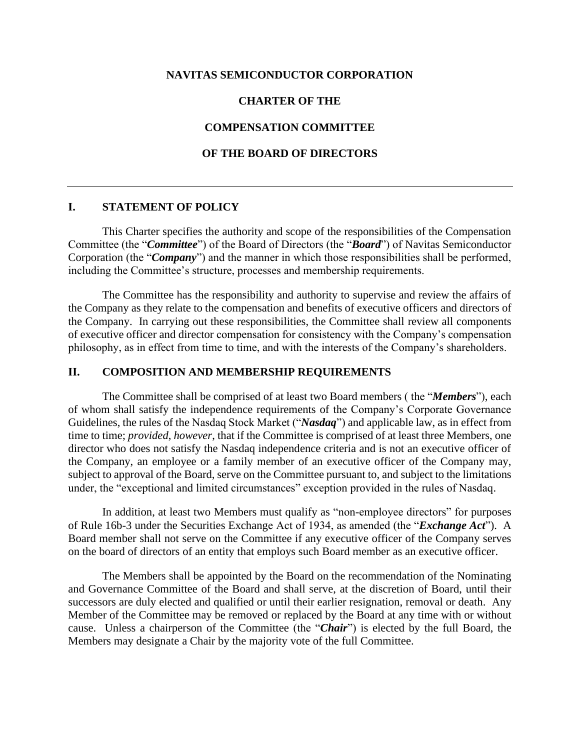# NAVITAS SEMICONDUCTOR CORPORATION

# CHARTER OF THE

# COMPENSATION COMMITTEE

# OF THE BOARD OF DIRECTORS

---

## I. STATEMENT OF POLICY

This Charter specifies the authority and scope of the responsibilities of the Compensation Committee (the "***Committee***") of the Board of Directors (the "***Board***") of Navitas Semiconductor Corporation (the "***Company***") and the manner in which those responsibilities shall be performed, including the Committee's structure, processes and membership requirements.

The Committee has the responsibility and authority to supervise and review the affairs of the Company as they relate to the compensation and benefits of executive officers and directors of the Company. In carrying out these responsibilities, the Committee shall review all components of executive officer and director compensation for consistency with the Company's compensation philosophy, as in effect from time to time, and with the interests of the Company's shareholders.

## II. COMPOSITION AND MEMBERSHIP REQUIREMENTS

The Committee shall be comprised of at least two Board members ( the "***Members***"), each of whom shall satisfy the independence requirements of the Company's Corporate Governance Guidelines, the rules of the Nasdaq Stock Market ("***Nasdaq***") and applicable law, as in effect from time to time; *provided*, *however*, that if the Committee is comprised of at least three Members, one director who does not satisfy the Nasdaq independence criteria and is not an executive officer of the Company, an employee or a family member of an executive officer of the Company may, subject to approval of the Board, serve on the Committee pursuant to, and subject to the limitations under, the "exceptional and limited circumstances" exception provided in the rules of Nasdaq.

In addition, at least two Members must qualify as "non-employee directors" for purposes of Rule 16b-3 under the Securities Exchange Act of 1934, as amended (the "***Exchange Act***"). A Board member shall not serve on the Committee if any executive officer of the Company serves on the board of directors of an entity that employs such Board member as an executive officer.

The Members shall be appointed by the Board on the recommendation of the Nominating and Governance Committee of the Board and shall serve, at the discretion of Board, until their successors are duly elected and qualified or until their earlier resignation, removal or death. Any Member of the Committee may be removed or replaced by the Board at any time with or without cause. Unless a chairperson of the Committee (the "***Chair***") is elected by the full Board, the Members may designate a Chair by the majority vote of the full Committee.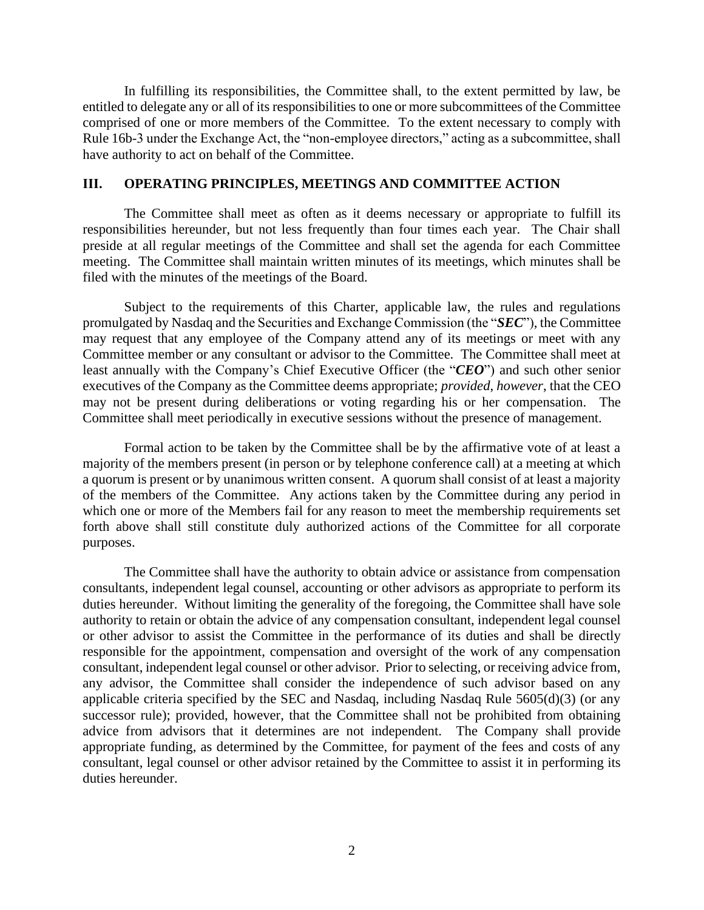In fulfilling its responsibilities, the Committee shall, to the extent permitted by law, be entitled to delegate any or all of its responsibilities to one or more subcommittees of the Committee comprised of one or more members of the Committee. To the extent necessary to comply with Rule 16b-3 under the Exchange Act, the "non-employee directors," acting as a subcommittee, shall have authority to act on behalf of the Committee.

## III. OPERATING PRINCIPLES, MEETINGS AND COMMITTEE ACTION

The Committee shall meet as often as it deems necessary or appropriate to fulfill its responsibilities hereunder, but not less frequently than four times each year. The Chair shall preside at all regular meetings of the Committee and shall set the agenda for each Committee meeting. The Committee shall maintain written minutes of its meetings, which minutes shall be filed with the minutes of the meetings of the Board.

Subject to the requirements of this Charter, applicable law, the rules and regulations promulgated by Nasdaq and the Securities and Exchange Commission (the "***SEC***"), the Committee may request that any employee of the Company attend any of its meetings or meet with any Committee member or any consultant or advisor to the Committee. The Committee shall meet at least annually with the Company's Chief Executive Officer (the "***CEO***") and such other senior executives of the Company as the Committee deems appropriate; *provided*, *however*, that the CEO may not be present during deliberations or voting regarding his or her compensation. The Committee shall meet periodically in executive sessions without the presence of management.

Formal action to be taken by the Committee shall be by the affirmative vote of at least a majority of the members present (in person or by telephone conference call) at a meeting at which a quorum is present or by unanimous written consent. A quorum shall consist of at least a majority of the members of the Committee. Any actions taken by the Committee during any period in which one or more of the Members fail for any reason to meet the membership requirements set forth above shall still constitute duly authorized actions of the Committee for all corporate purposes.

The Committee shall have the authority to obtain advice or assistance from compensation consultants, independent legal counsel, accounting or other advisors as appropriate to perform its duties hereunder. Without limiting the generality of the foregoing, the Committee shall have sole authority to retain or obtain the advice of any compensation consultant, independent legal counsel or other advisor to assist the Committee in the performance of its duties and shall be directly responsible for the appointment, compensation and oversight of the work of any compensation consultant, independent legal counsel or other advisor. Prior to selecting, or receiving advice from, any advisor, the Committee shall consider the independence of such advisor based on any applicable criteria specified by the SEC and Nasdaq, including Nasdaq Rule 5605(d)(3) (or any successor rule); provided, however, that the Committee shall not be prohibited from obtaining advice from advisors that it determines are not independent. The Company shall provide appropriate funding, as determined by the Committee, for payment of the fees and costs of any consultant, legal counsel or other advisor retained by the Committee to assist it in performing its duties hereunder.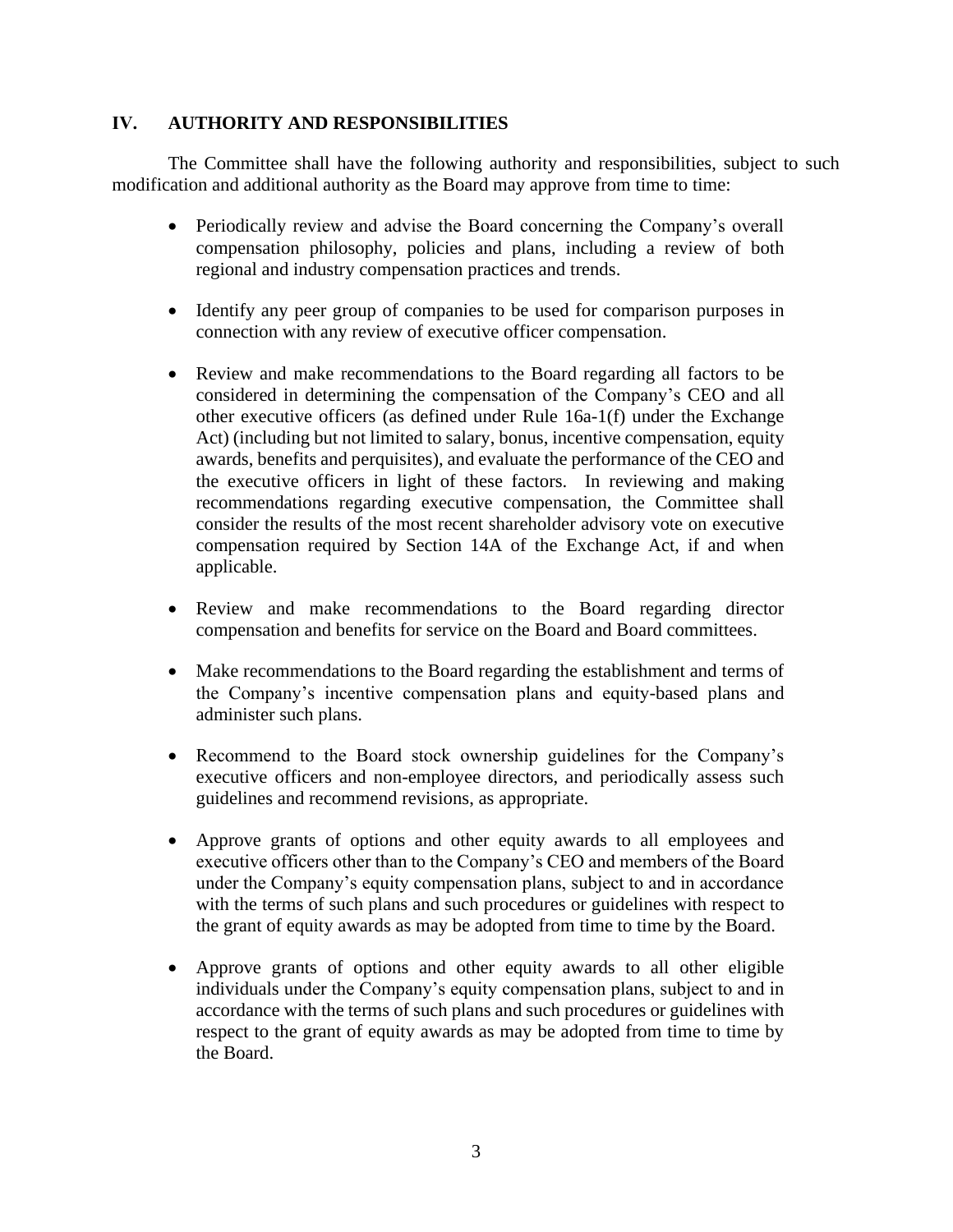## IV. AUTHORITY AND RESPONSIBILITIES

The Committee shall have the following authority and responsibilities, subject to such modification and additional authority as the Board may approve from time to time:

- Periodically review and advise the Board concerning the Company's overall compensation philosophy, policies and plans, including a review of both regional and industry compensation practices and trends.

- Identify any peer group of companies to be used for comparison purposes in connection with any review of executive officer compensation.

- Review and make recommendations to the Board regarding all factors to be considered in determining the compensation of the Company's CEO and all other executive officers (as defined under Rule 16a-1(f) under the Exchange Act) (including but not limited to salary, bonus, incentive compensation, equity awards, benefits and perquisites), and evaluate the performance of the CEO and the executive officers in light of these factors. In reviewing and making recommendations regarding executive compensation, the Committee shall consider the results of the most recent shareholder advisory vote on executive compensation required by Section 14A of the Exchange Act, if and when applicable.

- Review and make recommendations to the Board regarding director compensation and benefits for service on the Board and Board committees.

- Make recommendations to the Board regarding the establishment and terms of the Company's incentive compensation plans and equity-based plans and administer such plans.

- Recommend to the Board stock ownership guidelines for the Company's executive officers and non-employee directors, and periodically assess such guidelines and recommend revisions, as appropriate.

- Approve grants of options and other equity awards to all employees and executive officers other than to the Company's CEO and members of the Board under the Company's equity compensation plans, subject to and in accordance with the terms of such plans and such procedures or guidelines with respect to the grant of equity awards as may be adopted from time to time by the Board.

- Approve grants of options and other equity awards to all other eligible individuals under the Company's equity compensation plans, subject to and in accordance with the terms of such plans and such procedures or guidelines with respect to the grant of equity awards as may be adopted from time to time by the Board.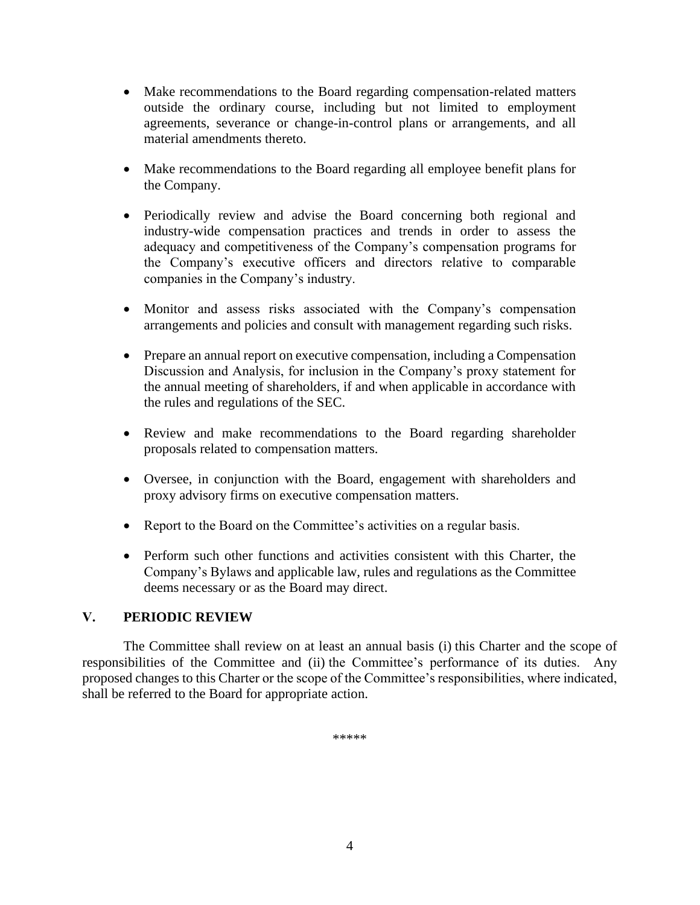- Make recommendations to the Board regarding compensation-related matters outside the ordinary course, including but not limited to employment agreements, severance or change-in-control plans or arrangements, and all material amendments thereto.

- Make recommendations to the Board regarding all employee benefit plans for the Company.

- Periodically review and advise the Board concerning both regional and industry-wide compensation practices and trends in order to assess the adequacy and competitiveness of the Company's compensation programs for the Company's executive officers and directors relative to comparable companies in the Company's industry.

- Monitor and assess risks associated with the Company's compensation arrangements and policies and consult with management regarding such risks.

- Prepare an annual report on executive compensation, including a Compensation Discussion and Analysis, for inclusion in the Company's proxy statement for the annual meeting of shareholders, if and when applicable in accordance with the rules and regulations of the SEC.

- Review and make recommendations to the Board regarding shareholder proposals related to compensation matters.

- Oversee, in conjunction with the Board, engagement with shareholders and proxy advisory firms on executive compensation matters.

- Report to the Board on the Committee's activities on a regular basis.

- Perform such other functions and activities consistent with this Charter, the Company's Bylaws and applicable law, rules and regulations as the Committee deems necessary or as the Board may direct.

## V. PERIODIC REVIEW

The Committee shall review on at least an annual basis (i) this Charter and the scope of responsibilities of the Committee and (ii) the Committee's performance of its duties. Any proposed changes to this Charter or the scope of the Committee's responsibilities, where indicated, shall be referred to the Board for appropriate action.

*****